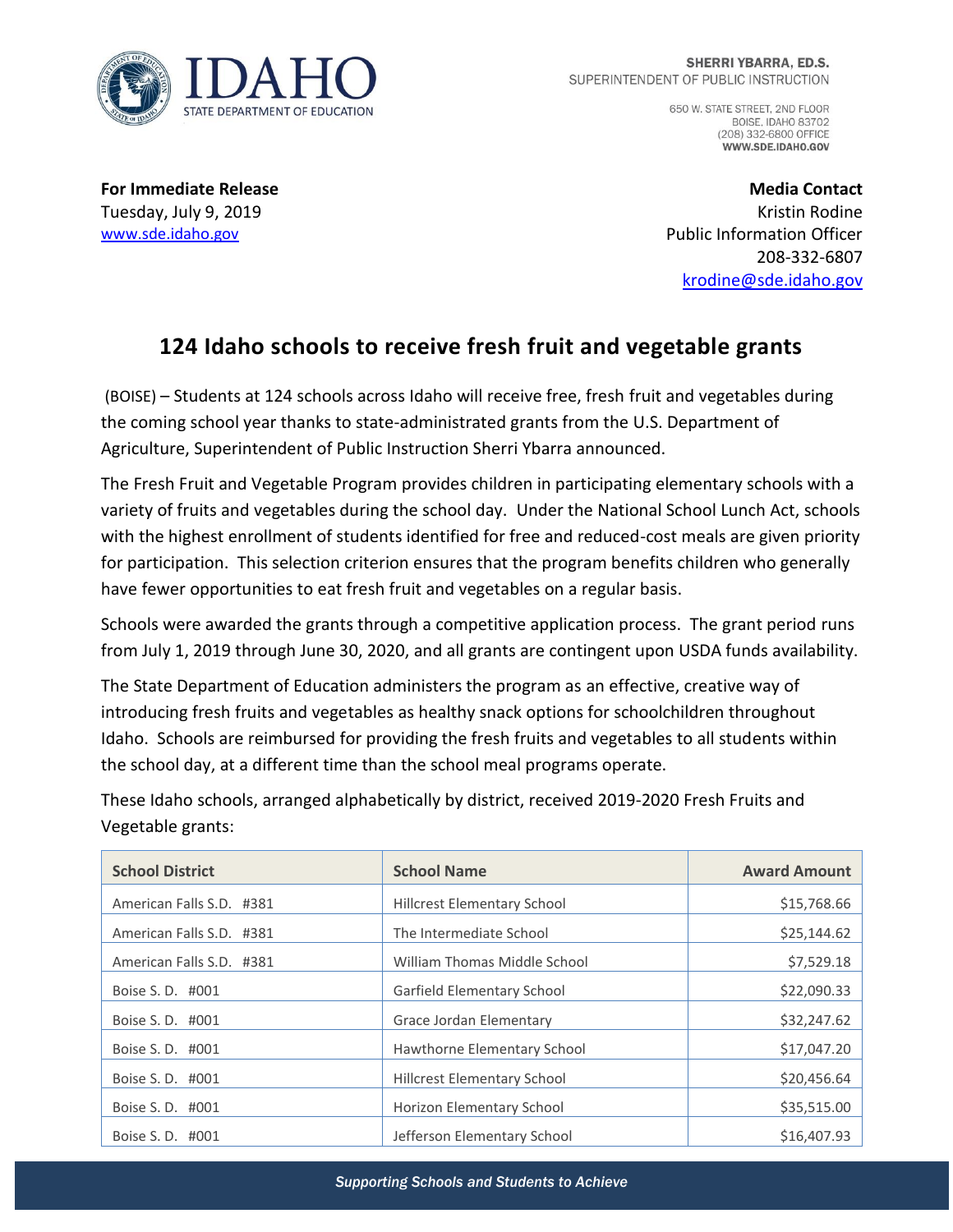IDAHO
STATE DEPARTMENT OF EDUCATION

**SHERRI YBARRA, ED.S.**
SUPERINTENDENT OF PUBLIC INSTRUCTION

650 W. STATE STREET, 2ND FLOOR
BOISE, IDAHO 83702
(208) 332-6800 OFFICE
**WWW.SDE.IDAHO.GOV**

**For Immediate Release**
Tuesday, July 9, 2019
www.sde.idaho.gov

**Media Contact**
Kristin Rodine
Public Information Officer
208-332-6807
krodine@sde.idaho.gov

# 124 Idaho schools to receive fresh fruit and vegetable grants

(BOISE) – Students at 124 schools across Idaho will receive free, fresh fruit and vegetables during the coming school year thanks to state-administrated grants from the U.S. Department of Agriculture, Superintendent of Public Instruction Sherri Ybarra announced.

The Fresh Fruit and Vegetable Program provides children in participating elementary schools with a variety of fruits and vegetables during the school day. Under the National School Lunch Act, schools with the highest enrollment of students identified for free and reduced-cost meals are given priority for participation. This selection criterion ensures that the program benefits children who generally have fewer opportunities to eat fresh fruit and vegetables on a regular basis.

Schools were awarded the grants through a competitive application process. The grant period runs from July 1, 2019 through June 30, 2020, and all grants are contingent upon USDA funds availability.

The State Department of Education administers the program as an effective, creative way of introducing fresh fruits and vegetables as healthy snack options for schoolchildren throughout Idaho. Schools are reimbursed for providing the fresh fruits and vegetables to all students within the school day, at a different time than the school meal programs operate.

These Idaho schools, arranged alphabetically by district, received 2019-2020 Fresh Fruits and Vegetable grants:

| School District | School Name | Award Amount |
|---|---|---:|
| American Falls S.D. #381 | Hillcrest Elementary School | $15,768.66 |
| American Falls S.D. #381 | The Intermediate School | $25,144.62 |
| American Falls S.D. #381 | William Thomas Middle School | $7,529.18 |
| Boise S. D. #001 | Garfield Elementary School | $22,090.33 |
| Boise S. D. #001 | Grace Jordan Elementary | $32,247.62 |
| Boise S. D. #001 | Hawthorne Elementary School | $17,047.20 |
| Boise S. D. #001 | Hillcrest Elementary School | $20,456.64 |
| Boise S. D. #001 | Horizon Elementary School | $35,515.00 |
| Boise S. D. #001 | Jefferson Elementary School | $16,407.93 |

*Supporting Schools and Students to Achieve*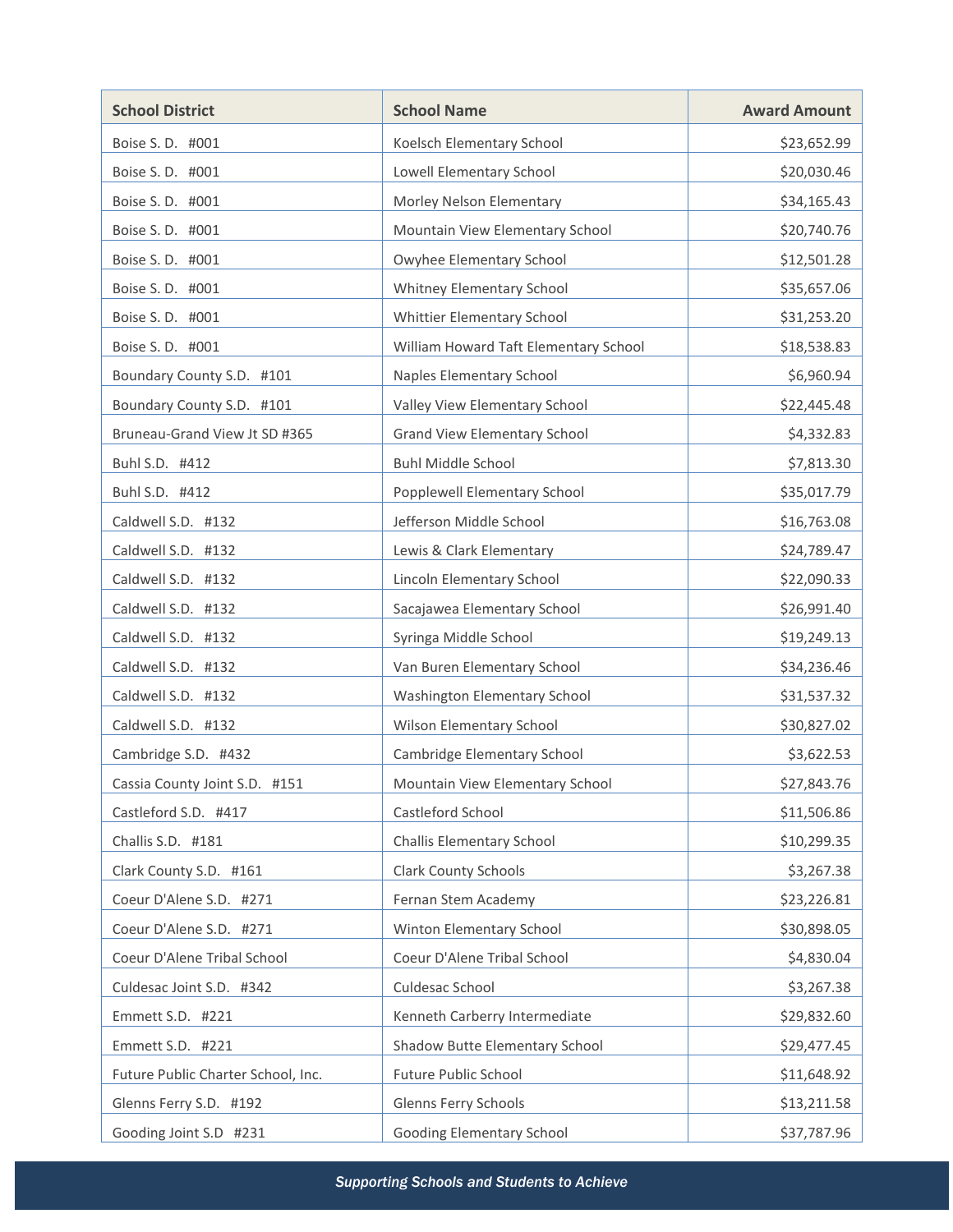| School District | School Name | Award Amount |
| --- | --- | ---: |
| Boise S. D. #001 | Koelsch Elementary School | $23,652.99 |
| Boise S. D. #001 | Lowell Elementary School | $20,030.46 |
| Boise S. D. #001 | Morley Nelson Elementary | $34,165.43 |
| Boise S. D. #001 | Mountain View Elementary School | $20,740.76 |
| Boise S. D. #001 | Owyhee Elementary School | $12,501.28 |
| Boise S. D. #001 | Whitney Elementary School | $35,657.06 |
| Boise S. D. #001 | Whittier Elementary School | $31,253.20 |
| Boise S. D. #001 | William Howard Taft Elementary School | $18,538.83 |
| Boundary County S.D. #101 | Naples Elementary School | $6,960.94 |
| Boundary County S.D. #101 | Valley View Elementary School | $22,445.48 |
| Bruneau-Grand View Jt SD #365 | Grand View Elementary School | $4,332.83 |
| Buhl S.D. #412 | Buhl Middle School | $7,813.30 |
| Buhl S.D. #412 | Popplewell Elementary School | $35,017.79 |
| Caldwell S.D. #132 | Jefferson Middle School | $16,763.08 |
| Caldwell S.D. #132 | Lewis & Clark Elementary | $24,789.47 |
| Caldwell S.D. #132 | Lincoln Elementary School | $22,090.33 |
| Caldwell S.D. #132 | Sacajawea Elementary School | $26,991.40 |
| Caldwell S.D. #132 | Syringa Middle School | $19,249.13 |
| Caldwell S.D. #132 | Van Buren Elementary School | $34,236.46 |
| Caldwell S.D. #132 | Washington Elementary School | $31,537.32 |
| Caldwell S.D. #132 | Wilson Elementary School | $30,827.02 |
| Cambridge S.D. #432 | Cambridge Elementary School | $3,622.53 |
| Cassia County Joint S.D. #151 | Mountain View Elementary School | $27,843.76 |
| Castleford S.D. #417 | Castleford School | $11,506.86 |
| Challis S.D. #181 | Challis Elementary School | $10,299.35 |
| Clark County S.D. #161 | Clark County Schools | $3,267.38 |
| Coeur D'Alene S.D. #271 | Fernan Stem Academy | $23,226.81 |
| Coeur D'Alene S.D. #271 | Winton Elementary School | $30,898.05 |
| Coeur D'Alene Tribal School | Coeur D'Alene Tribal School | $4,830.04 |
| Culdesac Joint S.D. #342 | Culdesac School | $3,267.38 |
| Emmett S.D. #221 | Kenneth Carberry Intermediate | $29,832.60 |
| Emmett S.D. #221 | Shadow Butte Elementary School | $29,477.45 |
| Future Public Charter School, Inc. | Future Public School | $11,648.92 |
| Glenns Ferry S.D. #192 | Glenns Ferry Schools | $13,211.58 |
| Gooding Joint S.D #231 | Gooding Elementary School | $37,787.96 |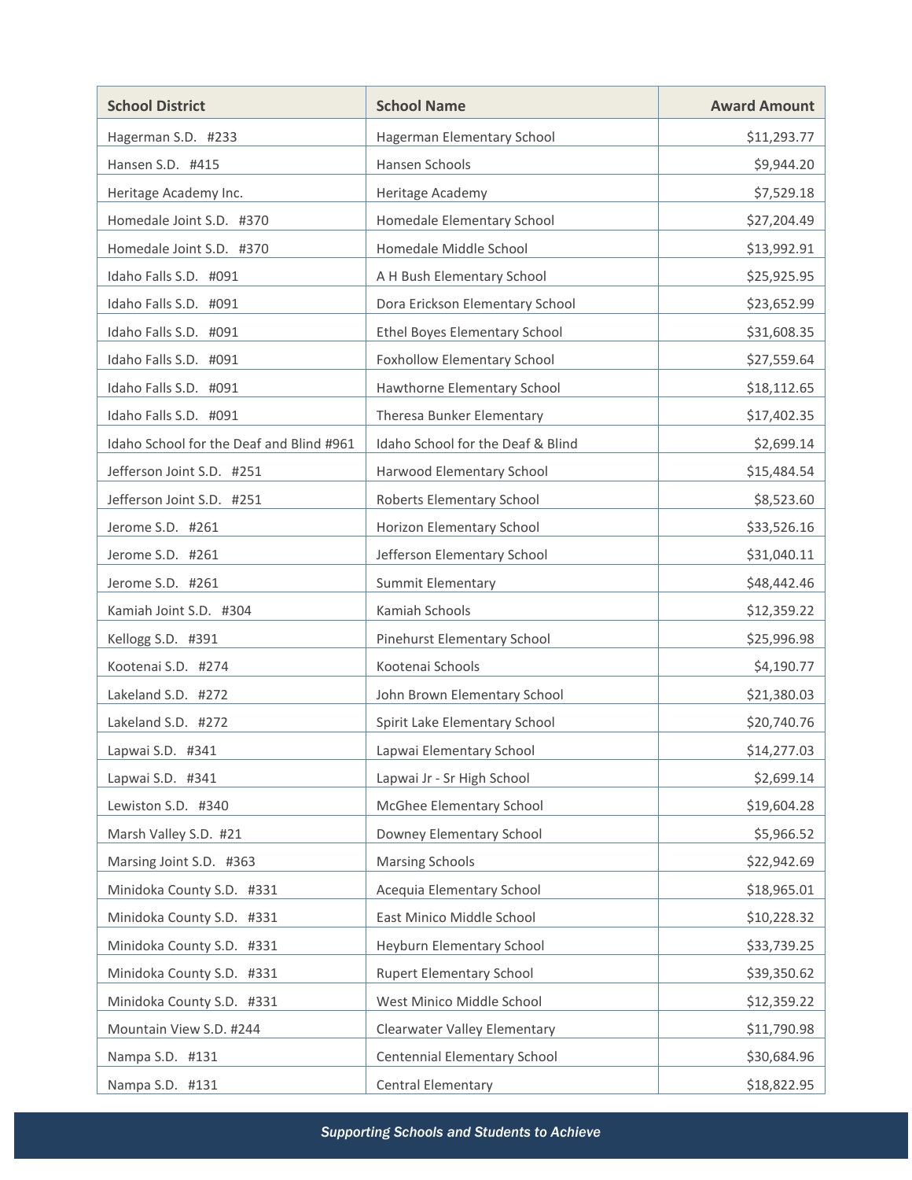| School District | School Name | Award Amount |
| --- | --- | ---: |
| Hagerman S.D. #233 | Hagerman Elementary School | $11,293.77 |
| Hansen S.D. #415 | Hansen Schools | $9,944.20 |
| Heritage Academy Inc. | Heritage Academy | $7,529.18 |
| Homedale Joint S.D. #370 | Homedale Elementary School | $27,204.49 |
| Homedale Joint S.D. #370 | Homedale Middle School | $13,992.91 |
| Idaho Falls S.D. #091 | A H Bush Elementary School | $25,925.95 |
| Idaho Falls S.D. #091 | Dora Erickson Elementary School | $23,652.99 |
| Idaho Falls S.D. #091 | Ethel Boyes Elementary School | $31,608.35 |
| Idaho Falls S.D. #091 | Foxhollow Elementary School | $27,559.64 |
| Idaho Falls S.D. #091 | Hawthorne Elementary School | $18,112.65 |
| Idaho Falls S.D. #091 | Theresa Bunker Elementary | $17,402.35 |
| Idaho School for the Deaf and Blind #961 | Idaho School for the Deaf & Blind | $2,699.14 |
| Jefferson Joint S.D. #251 | Harwood Elementary School | $15,484.54 |
| Jefferson Joint S.D. #251 | Roberts Elementary School | $8,523.60 |
| Jerome S.D. #261 | Horizon Elementary School | $33,526.16 |
| Jerome S.D. #261 | Jefferson Elementary School | $31,040.11 |
| Jerome S.D. #261 | Summit Elementary | $48,442.46 |
| Kamiah Joint S.D. #304 | Kamiah Schools | $12,359.22 |
| Kellogg S.D. #391 | Pinehurst Elementary School | $25,996.98 |
| Kootenai S.D. #274 | Kootenai Schools | $4,190.77 |
| Lakeland S.D. #272 | John Brown Elementary School | $21,380.03 |
| Lakeland S.D. #272 | Spirit Lake Elementary School | $20,740.76 |
| Lapwai S.D. #341 | Lapwai Elementary School | $14,277.03 |
| Lapwai S.D. #341 | Lapwai Jr - Sr High School | $2,699.14 |
| Lewiston S.D. #340 | McGhee Elementary School | $19,604.28 |
| Marsh Valley S.D. #21 | Downey Elementary School | $5,966.52 |
| Marsing Joint S.D. #363 | Marsing Schools | $22,942.69 |
| Minidoka County S.D. #331 | Acequia Elementary School | $18,965.01 |
| Minidoka County S.D. #331 | East Minico Middle School | $10,228.32 |
| Minidoka County S.D. #331 | Heyburn Elementary School | $33,739.25 |
| Minidoka County S.D. #331 | Rupert Elementary School | $39,350.62 |
| Minidoka County S.D. #331 | West Minico Middle School | $12,359.22 |
| Mountain View S.D. #244 | Clearwater Valley Elementary | $11,790.98 |
| Nampa S.D. #131 | Centennial Elementary School | $30,684.96 |
| Nampa S.D. #131 | Central Elementary | $18,822.95 |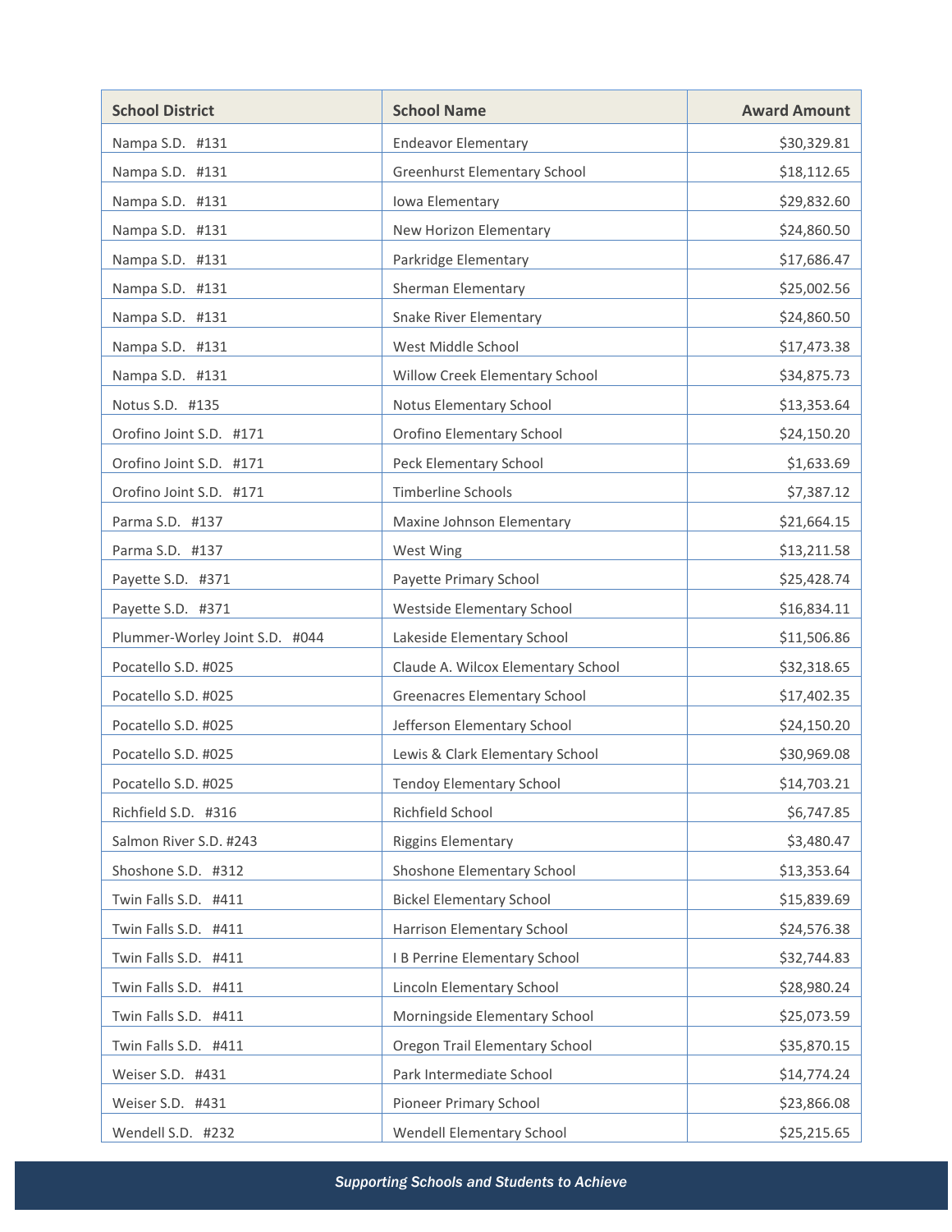| School District | School Name | Award Amount |
|---|---|---|
| Nampa S.D. #131 | Endeavor Elementary | $30,329.81 |
| Nampa S.D. #131 | Greenhurst Elementary School | $18,112.65 |
| Nampa S.D. #131 | Iowa Elementary | $29,832.60 |
| Nampa S.D. #131 | New Horizon Elementary | $24,860.50 |
| Nampa S.D. #131 | Parkridge Elementary | $17,686.47 |
| Nampa S.D. #131 | Sherman Elementary | $25,002.56 |
| Nampa S.D. #131 | Snake River Elementary | $24,860.50 |
| Nampa S.D. #131 | West Middle School | $17,473.38 |
| Nampa S.D. #131 | Willow Creek Elementary School | $34,875.73 |
| Notus S.D. #135 | Notus Elementary School | $13,353.64 |
| Orofino Joint S.D. #171 | Orofino Elementary School | $24,150.20 |
| Orofino Joint S.D. #171 | Peck Elementary School | $1,633.69 |
| Orofino Joint S.D. #171 | Timberline Schools | $7,387.12 |
| Parma S.D. #137 | Maxine Johnson Elementary | $21,664.15 |
| Parma S.D. #137 | West Wing | $13,211.58 |
| Payette S.D. #371 | Payette Primary School | $25,428.74 |
| Payette S.D. #371 | Westside Elementary School | $16,834.11 |
| Plummer-Worley Joint S.D. #044 | Lakeside Elementary School | $11,506.86 |
| Pocatello S.D. #025 | Claude A. Wilcox Elementary School | $32,318.65 |
| Pocatello S.D. #025 | Greenacres Elementary School | $17,402.35 |
| Pocatello S.D. #025 | Jefferson Elementary School | $24,150.20 |
| Pocatello S.D. #025 | Lewis & Clark Elementary School | $30,969.08 |
| Pocatello S.D. #025 | Tendoy Elementary School | $14,703.21 |
| Richfield S.D. #316 | Richfield School | $6,747.85 |
| Salmon River S.D. #243 | Riggins Elementary | $3,480.47 |
| Shoshone S.D. #312 | Shoshone Elementary School | $13,353.64 |
| Twin Falls S.D. #411 | Bickel Elementary School | $15,839.69 |
| Twin Falls S.D. #411 | Harrison Elementary School | $24,576.38 |
| Twin Falls S.D. #411 | I B Perrine Elementary School | $32,744.83 |
| Twin Falls S.D. #411 | Lincoln Elementary School | $28,980.24 |
| Twin Falls S.D. #411 | Morningside Elementary School | $25,073.59 |
| Twin Falls S.D. #411 | Oregon Trail Elementary School | $35,870.15 |
| Weiser S.D. #431 | Park Intermediate School | $14,774.24 |
| Weiser S.D. #431 | Pioneer Primary School | $23,866.08 |
| Wendell S.D. #232 | Wendell Elementary School | $25,215.65 |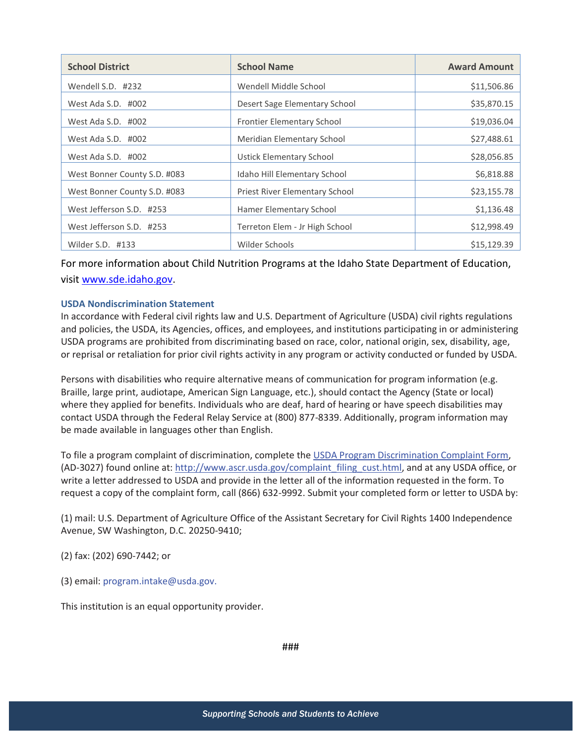| School District | School Name | Award Amount |
|---|---|---|
| Wendell S.D. #232 | Wendell Middle School | $11,506.86 |
| West Ada S.D. #002 | Desert Sage Elementary School | $35,870.15 |
| West Ada S.D. #002 | Frontier Elementary School | $19,036.04 |
| West Ada S.D. #002 | Meridian Elementary School | $27,488.61 |
| West Ada S.D. #002 | Ustick Elementary School | $28,056.85 |
| West Bonner County S.D. #083 | Idaho Hill Elementary School | $6,818.88 |
| West Bonner County S.D. #083 | Priest River Elementary School | $23,155.78 |
| West Jefferson S.D. #253 | Hamer Elementary School | $1,136.48 |
| West Jefferson S.D. #253 | Terreton Elem - Jr High School | $12,998.49 |
| Wilder S.D. #133 | Wilder Schools | $15,129.39 |

For more information about Child Nutrition Programs at the Idaho State Department of Education, visit www.sde.idaho.gov.

**USDA Nondiscrimination Statement**

In accordance with Federal civil rights law and U.S. Department of Agriculture (USDA) civil rights regulations and policies, the USDA, its Agencies, offices, and employees, and institutions participating in or administering USDA programs are prohibited from discriminating based on race, color, national origin, sex, disability, age, or reprisal or retaliation for prior civil rights activity in any program or activity conducted or funded by USDA.

Persons with disabilities who require alternative means of communication for program information (e.g. Braille, large print, audiotape, American Sign Language, etc.), should contact the Agency (State or local) where they applied for benefits. Individuals who are deaf, hard of hearing or have speech disabilities may contact USDA through the Federal Relay Service at (800) 877-8339. Additionally, program information may be made available in languages other than English.

To file a program complaint of discrimination, complete the USDA Program Discrimination Complaint Form, (AD-3027) found online at: http://www.ascr.usda.gov/complaint_filing_cust.html, and at any USDA office, or write a letter addressed to USDA and provide in the letter all of the information requested in the form. To request a copy of the complaint form, call (866) 632-9992. Submit your completed form or letter to USDA by:

(1) mail: U.S. Department of Agriculture Office of the Assistant Secretary for Civil Rights 1400 Independence Avenue, SW Washington, D.C. 20250-9410;

(2) fax: (202) 690-7442; or

(3) email: program.intake@usda.gov.

This institution is an equal opportunity provider.

###